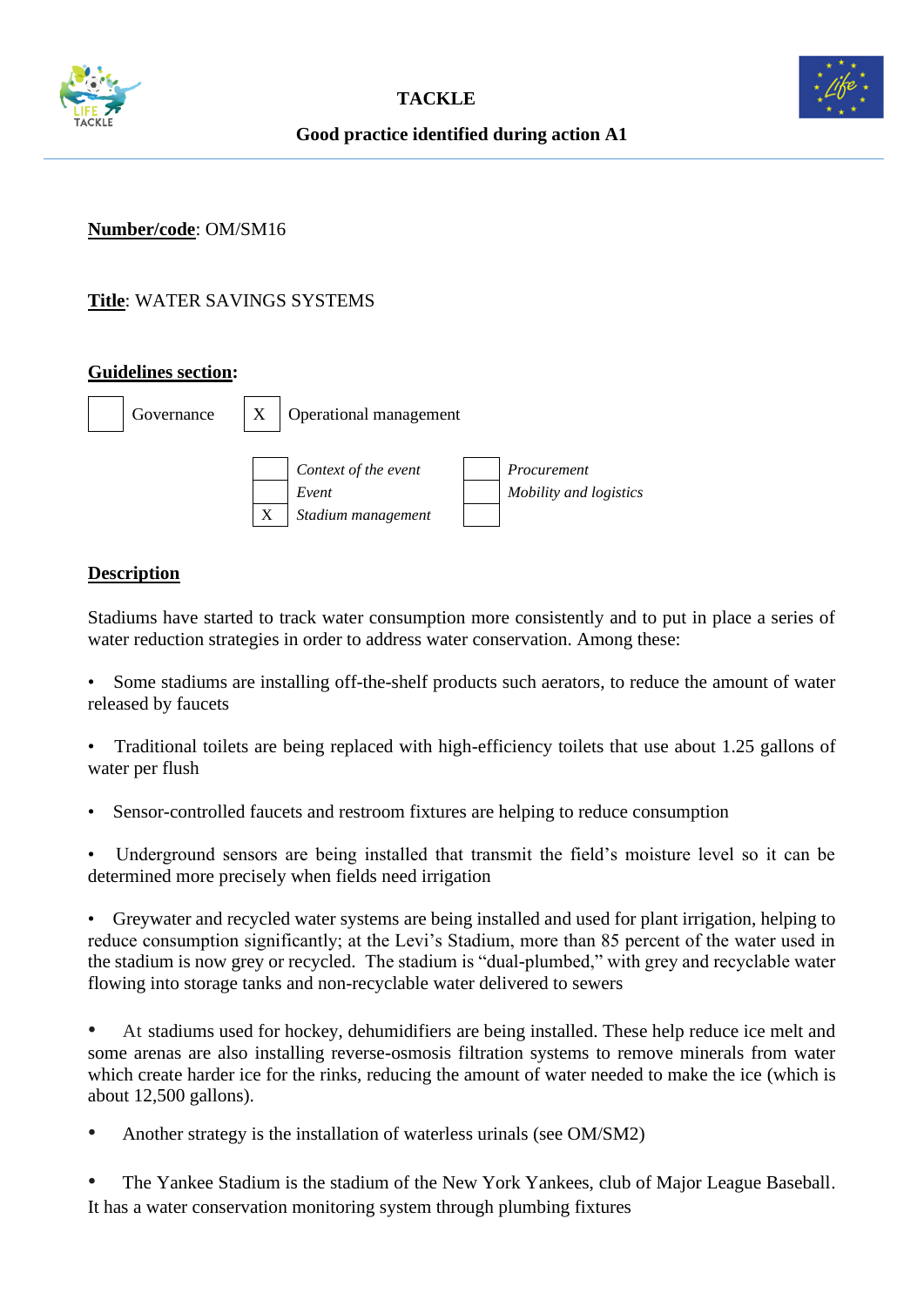**Number/code**: OM/SM16

**Title**: WATER SAVINGS SYSTEMS

**Guidelines section:**

| | | | |
|---|---|---|---|
| | Governance | X | Operational management |

| | | | |
|---|---|---|---|
| | *Context of the event* | | *Procurement* |
| | *Event* | | *Mobility and logistics* |
| X | *Stadium management* | | |

**Description**

Stadiums have started to track water consumption more consistently and to put in place a series of water reduction strategies in order to address water conservation. Among these:

- Some stadiums are installing off-the-shelf products such aerators, to reduce the amount of water released by faucets

- Traditional toilets are being replaced with high-efficiency toilets that use about 1.25 gallons of water per flush

- Sensor-controlled faucets and restroom fixtures are helping to reduce consumption

- Underground sensors are being installed that transmit the field's moisture level so it can be determined more precisely when fields need irrigation

- Greywater and recycled water systems are being installed and used for plant irrigation, helping to reduce consumption significantly; at the Levi's Stadium, more than 85 percent of the water used in the stadium is now grey or recycled. The stadium is "dual-plumbed," with grey and recyclable water flowing into storage tanks and non-recyclable water delivered to sewers

- At stadiums used for hockey, dehumidifiers are being installed. These help reduce ice melt and some arenas are also installing reverse-osmosis filtration systems to remove minerals from water which create harder ice for the rinks, reducing the amount of water needed to make the ice (which is about 12,500 gallons).

- Another strategy is the installation of waterless urinals (see OM/SM2)

- The Yankee Stadium is the stadium of the New York Yankees, club of Major League Baseball. It has a water conservation monitoring system through plumbing fixtures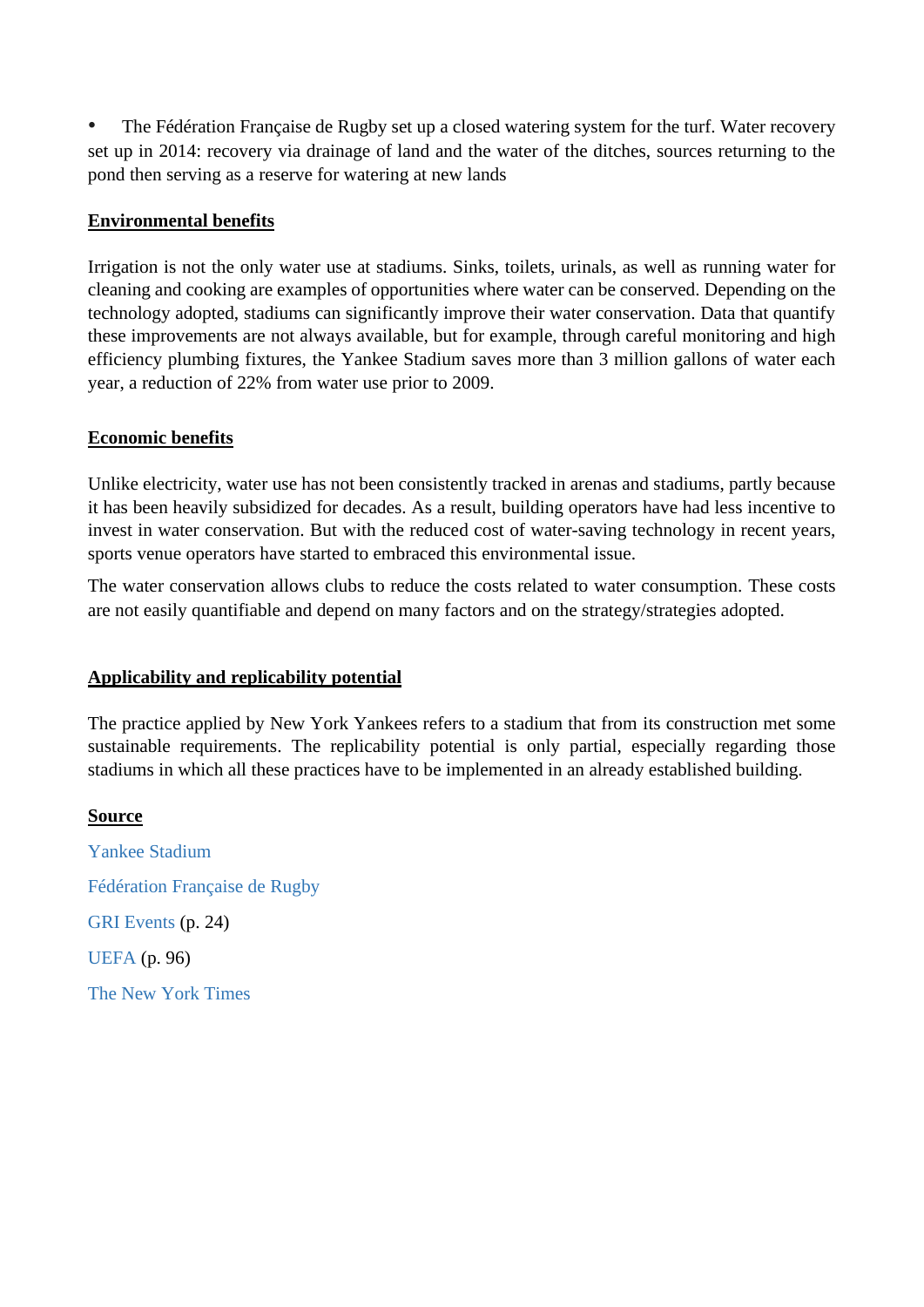- The Fédération Française de Rugby set up a closed watering system for the turf. Water recovery set up in 2014: recovery via drainage of land and the water of the ditches, sources returning to the pond then serving as a reserve for watering at new lands

## Environmental benefits

Irrigation is not the only water use at stadiums. Sinks, toilets, urinals, as well as running water for cleaning and cooking are examples of opportunities where water can be conserved. Depending on the technology adopted, stadiums can significantly improve their water conservation. Data that quantify these improvements are not always available, but for example, through careful monitoring and high efficiency plumbing fixtures, the Yankee Stadium saves more than 3 million gallons of water each year, a reduction of 22% from water use prior to 2009.

## Economic benefits

Unlike electricity, water use has not been consistently tracked in arenas and stadiums, partly because it has been heavily subsidized for decades. As a result, building operators have had less incentive to invest in water conservation. But with the reduced cost of water-saving technology in recent years, sports venue operators have started to embraced this environmental issue.

The water conservation allows clubs to reduce the costs related to water consumption. These costs are not easily quantifiable and depend on many factors and on the strategy/strategies adopted.

## Applicability and replicability potential

The practice applied by New York Yankees refers to a stadium that from its construction met some sustainable requirements. The replicability potential is only partial, especially regarding those stadiums in which all these practices have to be implemented in an already established building.

## Source

Yankee Stadium

Fédération Française de Rugby

GRI Events (p. 24)

UEFA (p. 96)

The New York Times